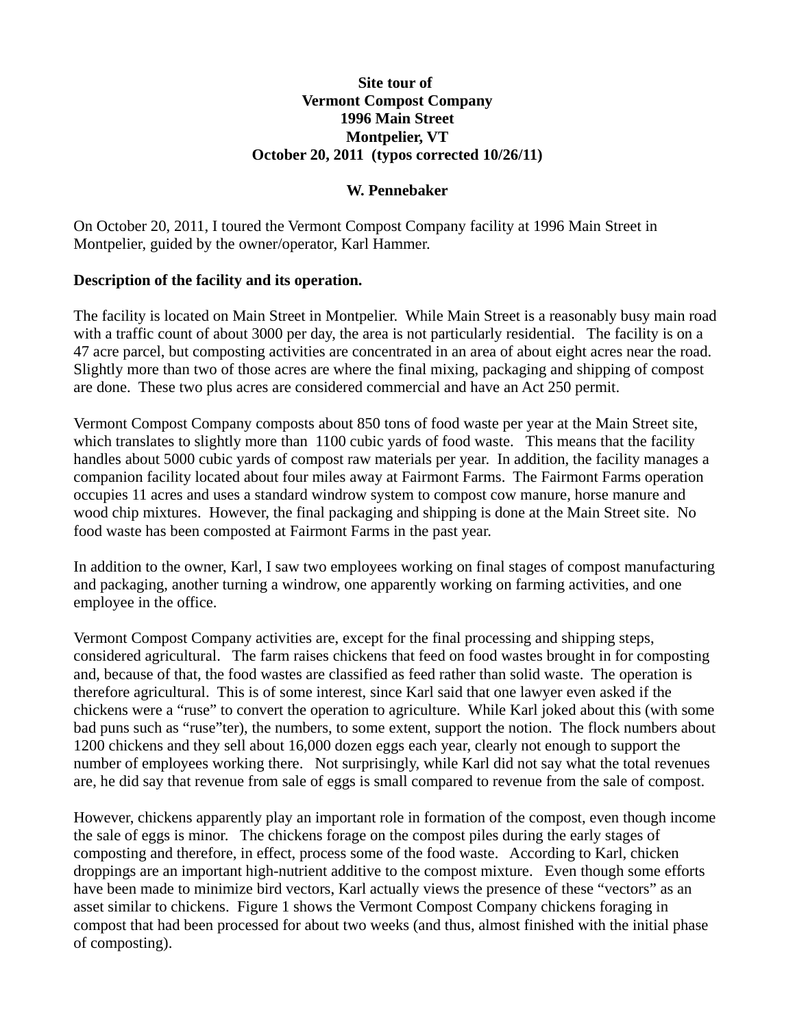**Site tour of**
**Vermont Compost Company**
**1996 Main Street**
**Montpelier, VT**
**October 20, 2011 (typos corrected 10/26/11)**

**W. Pennebaker**

On October 20, 2011, I toured the Vermont Compost Company facility at 1996 Main Street in Montpelier, guided by the owner/operator, Karl Hammer.

**Description of the facility and its operation.**

The facility is located on Main Street in Montpelier. While Main Street is a reasonably busy main road with a traffic count of about 3000 per day, the area is not particularly residential. The facility is on a 47 acre parcel, but composting activities are concentrated in an area of about eight acres near the road. Slightly more than two of those acres are where the final mixing, packaging and shipping of compost are done. These two plus acres are considered commercial and have an Act 250 permit.

Vermont Compost Company composts about 850 tons of food waste per year at the Main Street site, which translates to slightly more than 1100 cubic yards of food waste. This means that the facility handles about 5000 cubic yards of compost raw materials per year. In addition, the facility manages a companion facility located about four miles away at Fairmont Farms. The Fairmont Farms operation occupies 11 acres and uses a standard windrow system to compost cow manure, horse manure and wood chip mixtures. However, the final packaging and shipping is done at the Main Street site. No food waste has been composted at Fairmont Farms in the past year.

In addition to the owner, Karl, I saw two employees working on final stages of compost manufacturing and packaging, another turning a windrow, one apparently working on farming activities, and one employee in the office.

Vermont Compost Company activities are, except for the final processing and shipping steps, considered agricultural. The farm raises chickens that feed on food wastes brought in for composting and, because of that, the food wastes are classified as feed rather than solid waste. The operation is therefore agricultural. This is of some interest, since Karl said that one lawyer even asked if the chickens were a "ruse" to convert the operation to agriculture. While Karl joked about this (with some bad puns such as "ruse"ter), the numbers, to some extent, support the notion. The flock numbers about 1200 chickens and they sell about 16,000 dozen eggs each year, clearly not enough to support the number of employees working there. Not surprisingly, while Karl did not say what the total revenues are, he did say that revenue from sale of eggs is small compared to revenue from the sale of compost.

However, chickens apparently play an important role in formation of the compost, even though income the sale of eggs is minor. The chickens forage on the compost piles during the early stages of composting and therefore, in effect, process some of the food waste. According to Karl, chicken droppings are an important high-nutrient additive to the compost mixture. Even though some efforts have been made to minimize bird vectors, Karl actually views the presence of these "vectors" as an asset similar to chickens. Figure 1 shows the Vermont Compost Company chickens foraging in compost that had been processed for about two weeks (and thus, almost finished with the initial phase of composting).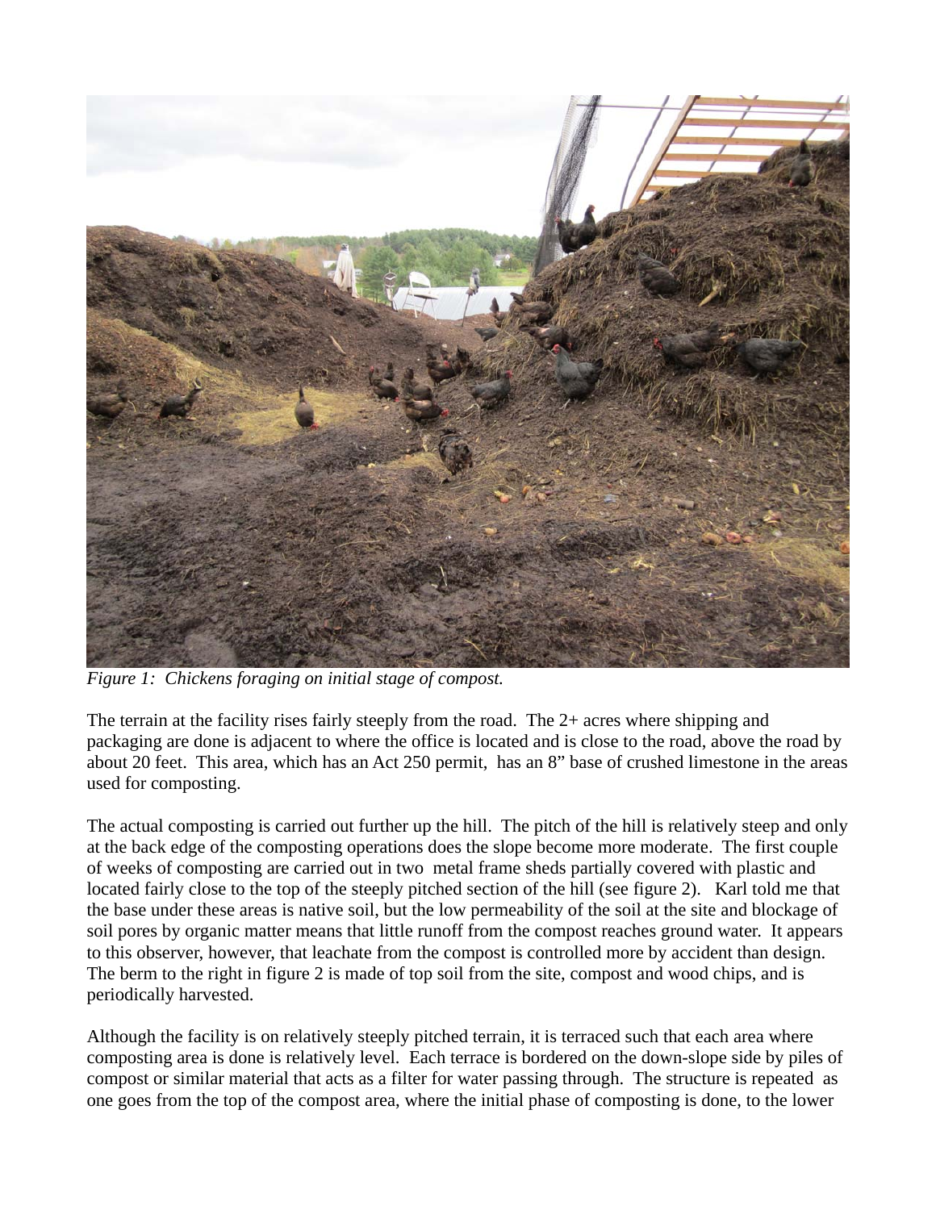*Figure 1: Chickens foraging on initial stage of compost.*

The terrain at the facility rises fairly steeply from the road. The 2+ acres where shipping and packaging are done is adjacent to where the office is located and is close to the road, above the road by about 20 feet. This area, which has an Act 250 permit, has an 8" base of crushed limestone in the areas used for composting.

The actual composting is carried out further up the hill. The pitch of the hill is relatively steep and only at the back edge of the composting operations does the slope become more moderate. The first couple of weeks of composting are carried out in two metal frame sheds partially covered with plastic and located fairly close to the top of the steeply pitched section of the hill (see figure 2). Karl told me that the base under these areas is native soil, but the low permeability of the soil at the site and blockage of soil pores by organic matter means that little runoff from the compost reaches ground water. It appears to this observer, however, that leachate from the compost is controlled more by accident than design. The berm to the right in figure 2 is made of top soil from the site, compost and wood chips, and is periodically harvested.

Although the facility is on relatively steeply pitched terrain, it is terraced such that each area where composting area is done is relatively level. Each terrace is bordered on the down-slope side by piles of compost or similar material that acts as a filter for water passing through. The structure is repeated as one goes from the top of the compost area, where the initial phase of composting is done, to the lower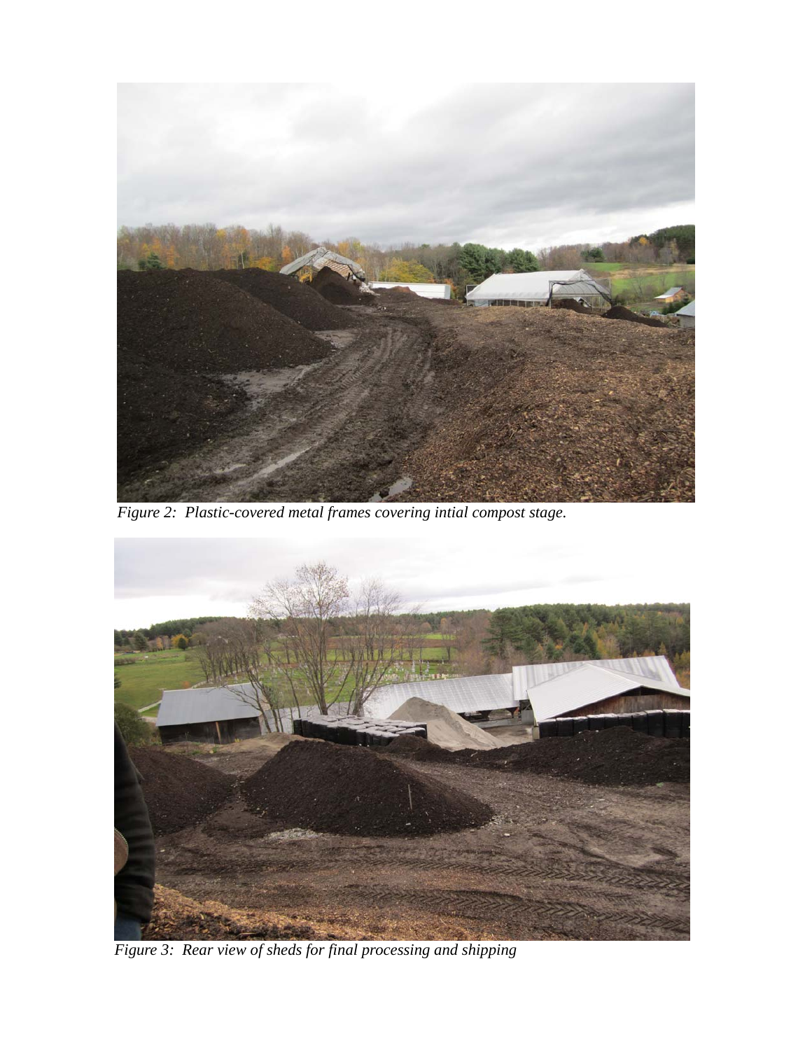*Figure 2: Plastic-covered metal frames covering intial compost stage.*

*Figure 3: Rear view of sheds for final processing and shipping*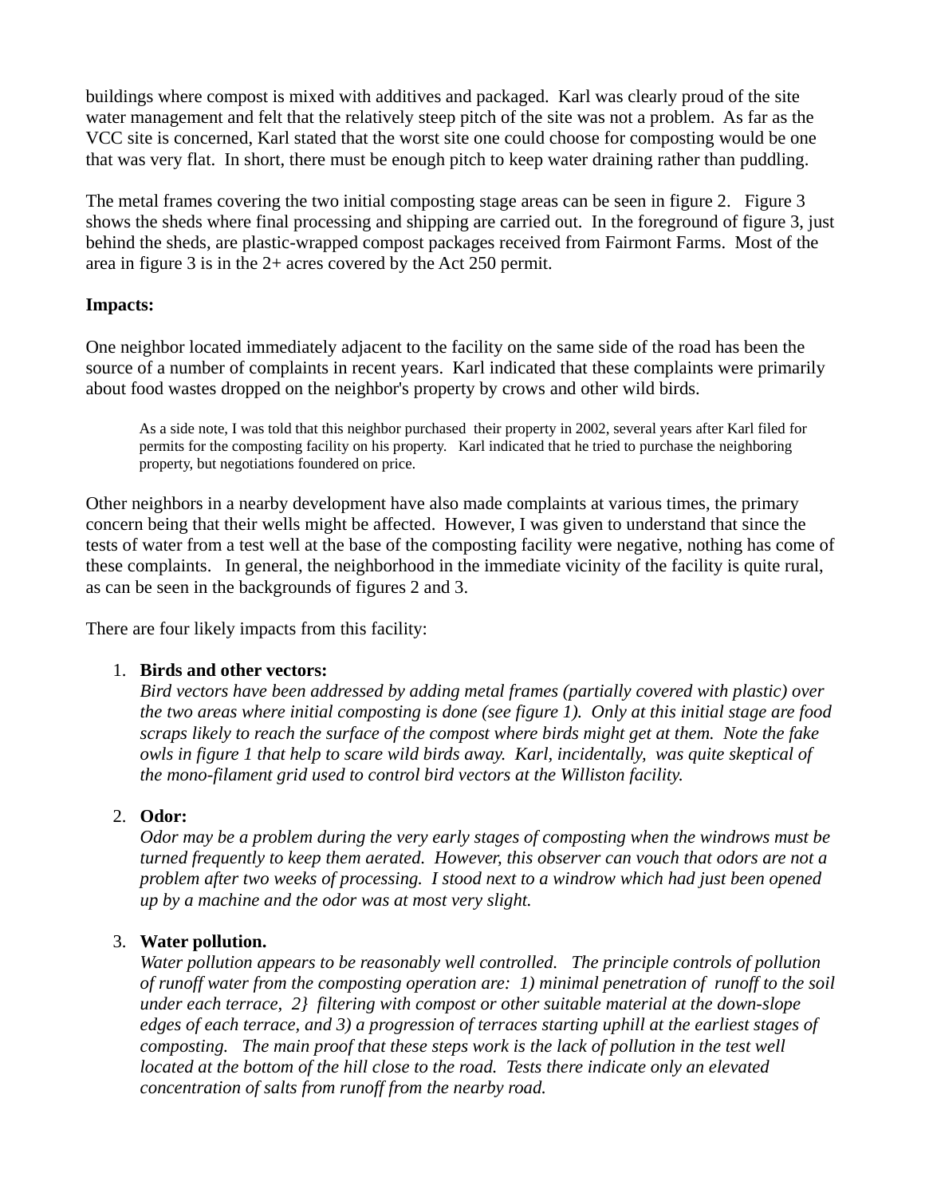buildings where compost is mixed with additives and packaged. Karl was clearly proud of the site water management and felt that the relatively steep pitch of the site was not a problem. As far as the VCC site is concerned, Karl stated that the worst site one could choose for composting would be one that was very flat. In short, there must be enough pitch to keep water draining rather than puddling.

The metal frames covering the two initial composting stage areas can be seen in figure 2. Figure 3 shows the sheds where final processing and shipping are carried out. In the foreground of figure 3, just behind the sheds, are plastic-wrapped compost packages received from Fairmont Farms. Most of the area in figure 3 is in the 2+ acres covered by the Act 250 permit.

**Impacts:**

One neighbor located immediately adjacent to the facility on the same side of the road has been the source of a number of complaints in recent years. Karl indicated that these complaints were primarily about food wastes dropped on the neighbor's property by crows and other wild birds.

> As a side note, I was told that this neighbor purchased their property in 2002, several years after Karl filed for permits for the composting facility on his property. Karl indicated that he tried to purchase the neighboring property, but negotiations foundered on price.

Other neighbors in a nearby development have also made complaints at various times, the primary concern being that their wells might be affected. However, I was given to understand that since the tests of water from a test well at the base of the composting facility were negative, nothing has come of these complaints. In general, the neighborhood in the immediate vicinity of the facility is quite rural, as can be seen in the backgrounds of figures 2 and 3.

There are four likely impacts from this facility:

1. **Birds and other vectors:**
   *Bird vectors have been addressed by adding metal frames (partially covered with plastic) over the two areas where initial composting is done (see figure 1). Only at this initial stage are food scraps likely to reach the surface of the compost where birds might get at them. Note the fake owls in figure 1 that help to scare wild birds away. Karl, incidentally, was quite skeptical of the mono-filament grid used to control bird vectors at the Williston facility.*

2. **Odor:**
   *Odor may be a problem during the very early stages of composting when the windrows must be turned frequently to keep them aerated. However, this observer can vouch that odors are not a problem after two weeks of processing. I stood next to a windrow which had just been opened up by a machine and the odor was at most very slight.*

3. **Water pollution.**
   *Water pollution appears to be reasonably well controlled. The principle controls of pollution of runoff water from the composting operation are: 1) minimal penetration of runoff to the soil under each terrace, 2} filtering with compost or other suitable material at the down-slope edges of each terrace, and 3) a progression of terraces starting uphill at the earliest stages of composting. The main proof that these steps work is the lack of pollution in the test well located at the bottom of the hill close to the road. Tests there indicate only an elevated concentration of salts from runoff from the nearby road.*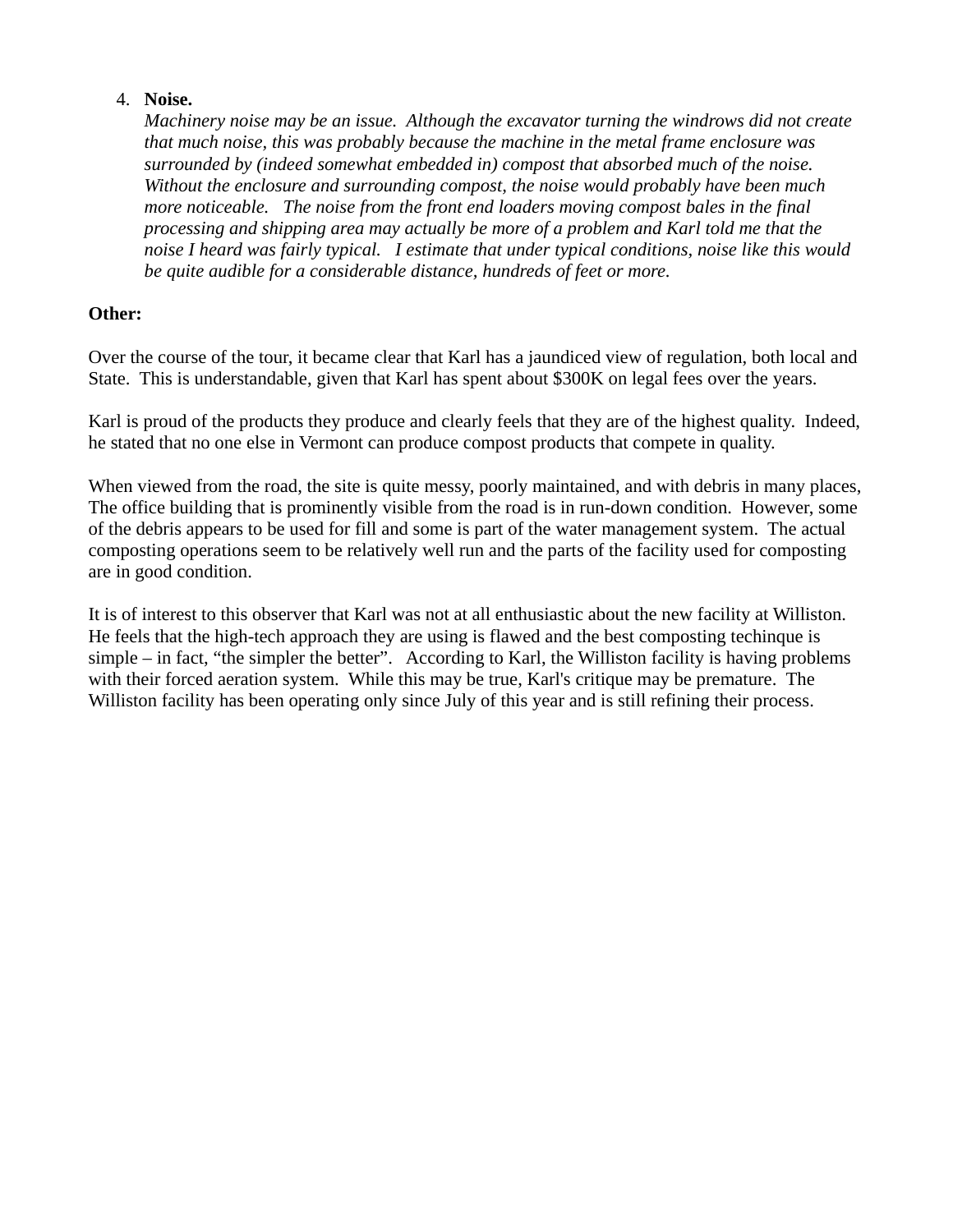4. **Noise.**
   *Machinery noise may be an issue. Although the excavator turning the windrows did not create that much noise, this was probably because the machine in the metal frame enclosure was surrounded by (indeed somewhat embedded in) compost that absorbed much of the noise. Without the enclosure and surrounding compost, the noise would probably have been much more noticeable. The noise from the front end loaders moving compost bales in the final processing and shipping area may actually be more of a problem and Karl told me that the noise I heard was fairly typical. I estimate that under typical conditions, noise like this would be quite audible for a considerable distance, hundreds of feet or more.*

**Other:**

Over the course of the tour, it became clear that Karl has a jaundiced view of regulation, both local and State. This is understandable, given that Karl has spent about $300K on legal fees over the years.

Karl is proud of the products they produce and clearly feels that they are of the highest quality. Indeed, he stated that no one else in Vermont can produce compost products that compete in quality.

When viewed from the road, the site is quite messy, poorly maintained, and with debris in many places, The office building that is prominently visible from the road is in run-down condition. However, some of the debris appears to be used for fill and some is part of the water management system. The actual composting operations seem to be relatively well run and the parts of the facility used for composting are in good condition.

It is of interest to this observer that Karl was not at all enthusiastic about the new facility at Williston. He feels that the high-tech approach they are using is flawed and the best composting techinque is simple – in fact, “the simpler the better”. According to Karl, the Williston facility is having problems with their forced aeration system. While this may be true, Karl's critique may be premature. The Williston facility has been operating only since July of this year and is still refining their process.